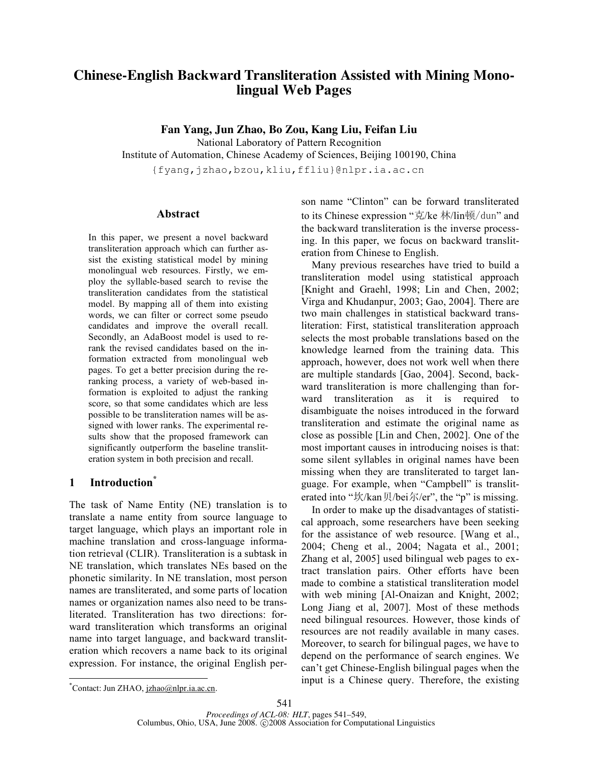# Chinese-English Backward Transliteration Assisted with Mining Monolingual Web Pages

**Fan Yang, Jun Zhao, Bo Zou, Kang Liu, Feifan Liu**

National Laboratory of Pattern Recognition
Institute of Automation, Chinese Academy of Sciences, Beijing 100190, China
{fyang,jzhao,bzou,kliu,ffliu}@nlpr.ia.ac.cn

## Abstract

In this paper, we present a novel backward transliteration approach which can further assist the existing statistical model by mining monolingual web resources. Firstly, we employ the syllable-based search to revise the transliteration candidates from the statistical model. By mapping all of them into existing words, we can filter or correct some pseudo candidates and improve the overall recall. Secondly, an AdaBoost model is used to rerank the revised candidates based on the information extracted from monolingual web pages. To get a better precision during the reranking process, a variety of web-based information is exploited to adjust the ranking score, so that some candidates which are less possible to be transliteration names will be assigned with lower ranks. The experimental results show that the proposed framework can significantly outperform the baseline transliteration system in both precision and recall.

## 1 Introduction[*]

The task of Name Entity (NE) translation is to translate a name entity from source language to target language, which plays an important role in machine translation and cross-language information retrieval (CLIR). Transliteration is a subtask in NE translation, which translates NEs based on the phonetic similarity. In NE translation, most person names are transliterated, and some parts of location names or organization names also need to be transliterated. Transliteration has two directions: forward transliteration which transforms an original name into target language, and backward transliteration which recovers a name back to its original expression. For instance, the original English person name "Clinton" can be forward transliterated to its Chinese expression "克/ke 林/lin顿/dun" and the backward transliteration is the inverse processing. In this paper, we focus on backward transliteration from Chinese to English.

Many previous researches have tried to build a transliteration model using statistical approach [Knight and Graehl, 1998; Lin and Chen, 2002; Virga and Khudanpur, 2003; Gao, 2004]. There are two main challenges in statistical backward transliteration: First, statistical transliteration approach selects the most probable translations based on the knowledge learned from the training data. This approach, however, does not work well when there are multiple standards [Gao, 2004]. Second, backward transliteration is more challenging than forward transliteration as it is required to disambiguate the noises introduced in the forward transliteration and estimate the original name as close as possible [Lin and Chen, 2002]. One of the most important causes in introducing noises is that: some silent syllables in original names have been missing when they are transliterated to target language. For example, when "Campbell" is transliterated into "坎/kan贝/bei尔/er", the "p" is missing.

In order to make up the disadvantages of statistical approach, some researchers have been seeking for the assistance of web resource. [Wang et al., 2004; Cheng et al., 2004; Nagata et al., 2001; Zhang et al, 2005] used bilingual web pages to extract translation pairs. Other efforts have been made to combine a statistical transliteration model with web mining [Al-Onaizan and Knight, 2002; Long Jiang et al, 2007]. Most of these methods need bilingual resources. However, those kinds of resources are not readily available in many cases. Moreover, to search for bilingual pages, we have to depend on the performance of search engines. We can't get Chinese-English bilingual pages when the input is a Chinese query. Therefore, the existing

[*] Contact: Jun ZHAO, jzhao@nlpr.ia.ac.cn.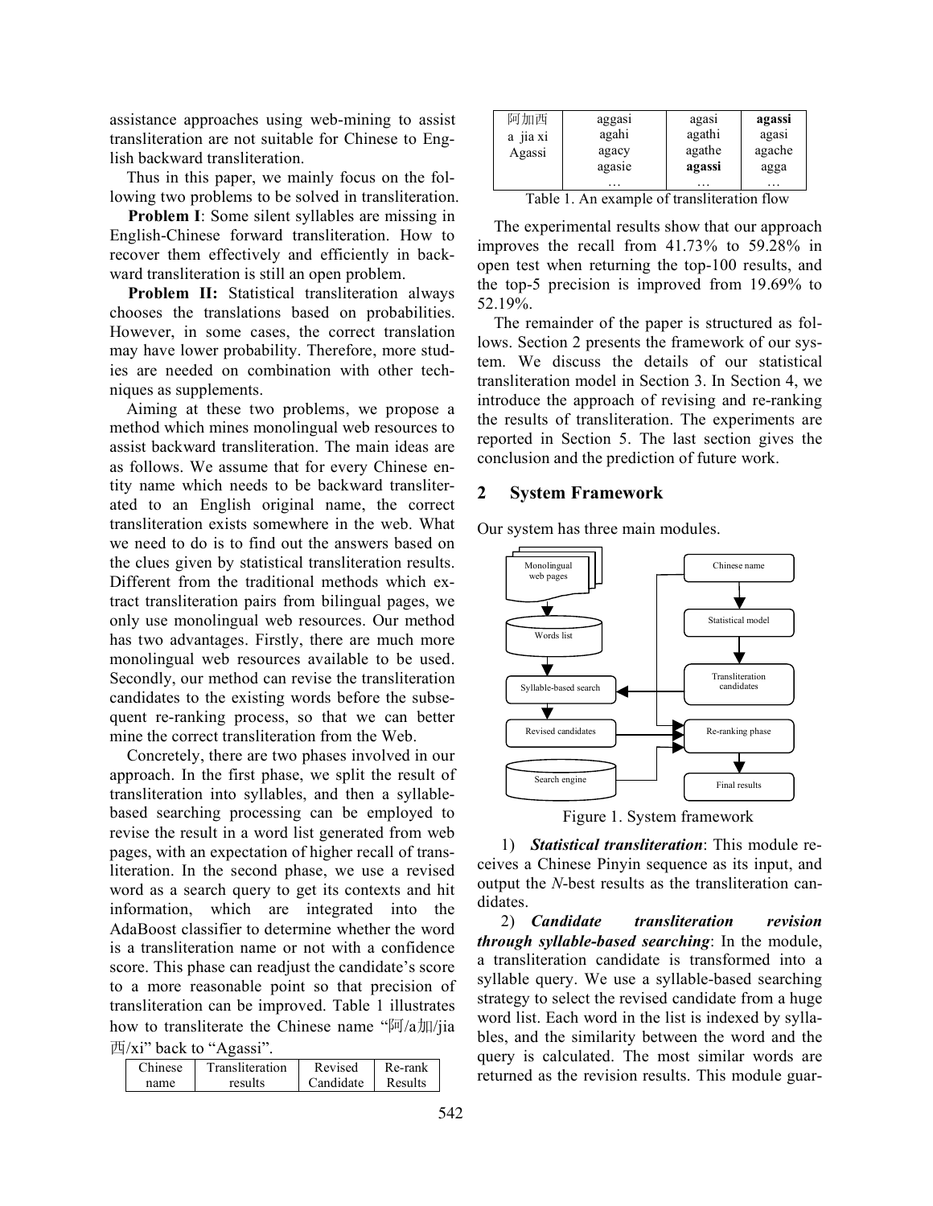assistance approaches using web-mining to assist transliteration are not suitable for Chinese to English backward transliteration.

Thus in this paper, we mainly focus on the following two problems to be solved in transliteration.

**Problem I**: Some silent syllables are missing in English-Chinese forward transliteration. How to recover them effectively and efficiently in backward transliteration is still an open problem.

**Problem II:** Statistical transliteration always chooses the translations based on probabilities. However, in some cases, the correct translation may have lower probability. Therefore, more studies are needed on combination with other techniques as supplements.

Aiming at these two problems, we propose a method which mines monolingual web resources to assist backward transliteration. The main ideas are as follows. We assume that for every Chinese entity name which needs to be backward transliterated to an English original name, the correct transliteration exists somewhere in the web. What we need to do is to find out the answers based on the clues given by statistical transliteration results. Different from the traditional methods which extract transliteration pairs from bilingual pages, we only use monolingual web resources. Our method has two advantages. Firstly, there are much more monolingual web resources available to be used. Secondly, our method can revise the transliteration candidates to the existing words before the subsequent re-ranking process, so that we can better mine the correct transliteration from the Web.

Concretely, there are two phases involved in our approach. In the first phase, we split the result of transliteration into syllables, and then a syllable-based searching processing can be employed to revise the result in a word list generated from web pages, with an expectation of higher recall of transliteration. In the second phase, we use a revised word as a search query to get its contexts and hit information, which are integrated into the AdaBoost classifier to determine whether the word is a transliteration name or not with a confidence score. This phase can readjust the candidate's score to a more reasonable point so that precision of transliteration can be improved. Table 1 illustrates how to transliterate the Chinese name "阿/a加/jia 西/xi" back to "Agassi".

| Chinese name | Transliteration results | Revised Candidate | Re-rank Results |
|---|---|---|---|
| 阿加西<br>a jia xi<br>Agassi | aggasi<br>agahi<br>agacy<br>agasie<br>… | agasi<br>agathi<br>agathe<br>**agassi**<br>… | **agassi**<br>agasi<br>agache<br>agga<br>… |

Table 1. An example of transliteration flow

The experimental results show that our approach improves the recall from 41.73% to 59.28% in open test when returning the top-100 results, and the top-5 precision is improved from 19.69% to 52.19%.

The remainder of the paper is structured as follows. Section 2 presents the framework of our system. We discuss the details of our statistical transliteration model in Section 3. In Section 4, we introduce the approach of revising and re-ranking the results of transliteration. The experiments are reported in Section 5. The last section gives the conclusion and the prediction of future work.

## 2 System Framework

Our system has three main modules.

Figure 1. System framework

1) ***Statistical transliteration***: This module receives a Chinese Pinyin sequence as its input, and output the *N*-best results as the transliteration candidates.

2) ***Candidate transliteration revision through syllable-based searching***: In the module, a transliteration candidate is transformed into a syllable query. We use a syllable-based searching strategy to select the revised candidate from a huge word list. Each word in the list is indexed by syllables, and the similarity between the word and the query is calculated. The most similar words are returned as the revision results. This module guar-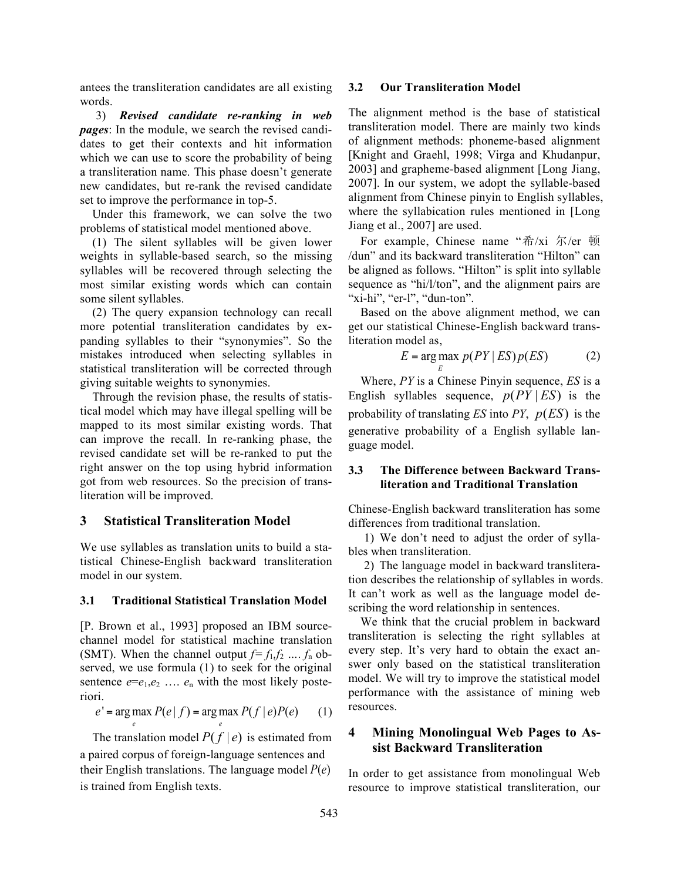antees the transliteration candidates are all existing words.

3) ***Revised candidate re-ranking in web pages***: In the module, we search the revised candidates to get their contexts and hit information which we can use to score the probability of being a transliteration name. This phase doesn't generate new candidates, but re-rank the revised candidate set to improve the performance in top-5.

Under this framework, we can solve the two problems of statistical model mentioned above.

(1) The silent syllables will be given lower weights in syllable-based search, so the missing syllables will be recovered through selecting the most similar existing words which can contain some silent syllables.

(2) The query expansion technology can recall more potential transliteration candidates by expanding syllables to their "synonymies". So the mistakes introduced when selecting syllables in statistical transliteration will be corrected through giving suitable weights to synonymies.

Through the revision phase, the results of statistical model which may have illegal spelling will be mapped to its most similar existing words. That can improve the recall. In re-ranking phase, the revised candidate set will be re-ranked to put the right answer on the top using hybrid information got from web resources. So the precision of transliteration will be improved.

## 3 Statistical Transliteration Model

We use syllables as translation units to build a statistical Chinese-English backward transliteration model in our system.

### 3.1 Traditional Statistical Translation Model

[P. Brown et al., 1993] proposed an IBM source-channel model for statistical machine translation (SMT). When the channel output $f = f_1, f_2 \ldots. f_n$ observed, we use formula (1) to seek for the original sentence $e = e_1, e_2 \ldots. e_n$ with the most likely posteriori.

$$e' = \arg\max_{e} P(e \mid f) = \arg\max_{e} P(f \mid e) P(e) \qquad (1)$$

The translation model $P(f \mid e)$ is estimated from a paired corpus of foreign-language sentences and their English translations. The language model $P(e)$ is trained from English texts.

### 3.2 Our Transliteration Model

The alignment method is the base of statistical transliteration model. There are mainly two kinds of alignment methods: phoneme-based alignment [Knight and Graehl, 1998; Virga and Khudanpur, 2003] and grapheme-based alignment [Long Jiang, 2007]. In our system, we adopt the syllable-based alignment from Chinese pinyin to English syllables, where the syllabication rules mentioned in [Long Jiang et al., 2007] are used.

For example, Chinese name "希/xi 尔/er 顿/dun" and its backward transliteration "Hilton" can be aligned as follows. "Hilton" is split into syllable sequence as "hi/l/ton", and the alignment pairs are "xi-hi", "er-l", "dun-ton".

Based on the above alignment method, we can get our statistical Chinese-English backward transliteration model as,

$$E = \arg\max_{E} p(PY \mid ES) p(ES) \qquad (2)$$

Where, $PY$ is a Chinese Pinyin sequence, $ES$ is a English syllables sequence, $p(PY \mid ES)$ is the probability of translating $ES$ into $PY$, $p(ES)$ is the generative probability of a English syllable language model.

### 3.3 The Difference between Backward Transliteration and Traditional Translation

Chinese-English backward transliteration has some differences from traditional translation.

1) We don't need to adjust the order of syllables when transliteration.

2) The language model in backward transliteration describes the relationship of syllables in words. It can't work as well as the language model describing the word relationship in sentences.

We think that the crucial problem in backward transliteration is selecting the right syllables at every step. It's very hard to obtain the exact answer only based on the statistical transliteration model. We will try to improve the statistical model performance with the assistance of mining web resources.

## 4 Mining Monolingual Web Pages to Assist Backward Transliteration

In order to get assistance from monolingual Web resource to improve statistical transliteration, our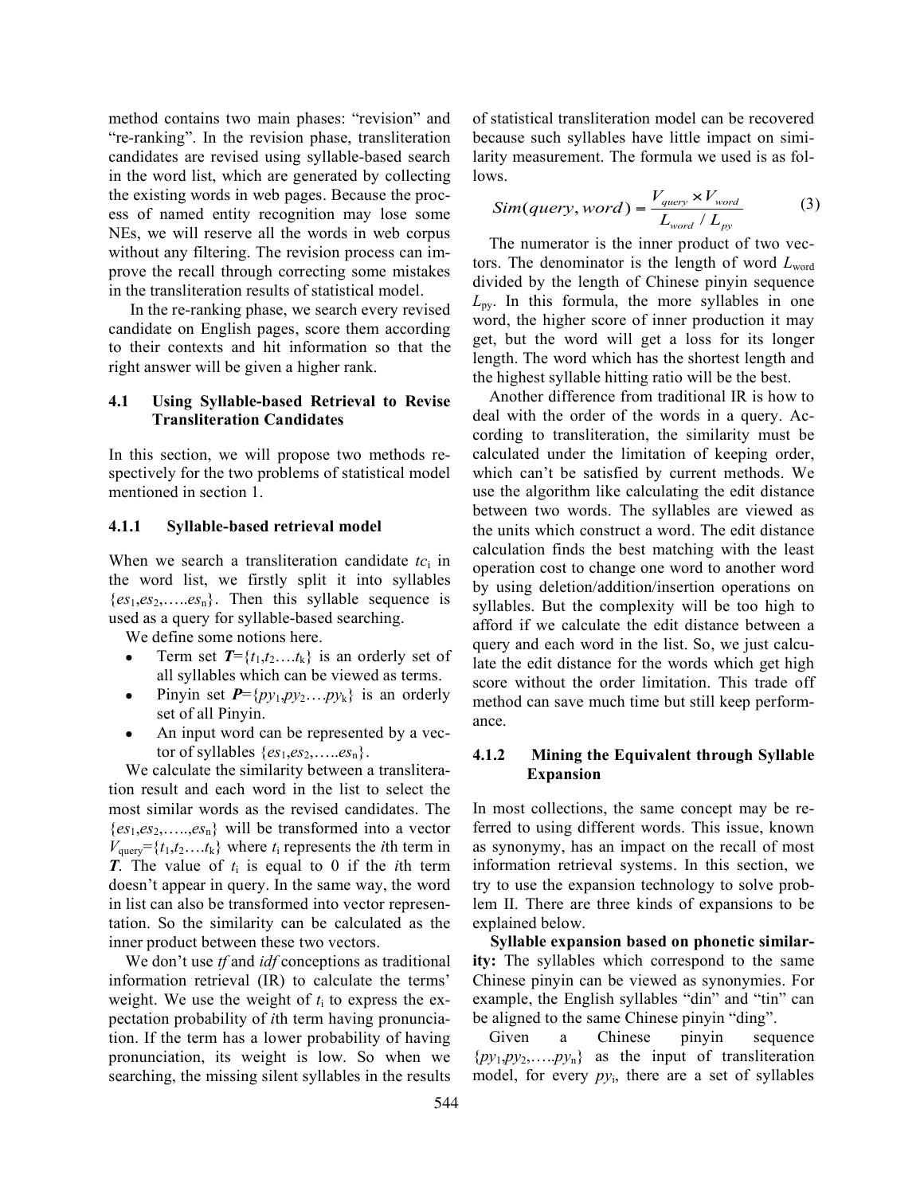method contains two main phases: "revision" and "re-ranking". In the revision phase, transliteration candidates are revised using syllable-based search in the word list, which are generated by collecting the existing words in web pages. Because the process of named entity recognition may lose some NEs, we will reserve all the words in web corpus without any filtering. The revision process can improve the recall through correcting some mistakes in the transliteration results of statistical model.

In the re-ranking phase, we search every revised candidate on English pages, score them according to their contexts and hit information so that the right answer will be given a higher rank.

### 4.1 Using Syllable-based Retrieval to Revise Transliteration Candidates

In this section, we will propose two methods respectively for the two problems of statistical model mentioned in section 1.

#### 4.1.1 Syllable-based retrieval model

When we search a transliteration candidate $tc_i$ in the word list, we firstly split it into syllables $\{es_1, es_2, \ldots es_n\}$. Then this syllable sequence is used as a query for syllable-based searching.

We define some notions here.

- Term set $\boldsymbol{T}=\{t_1, t_2 \ldots t_k\}$ is an orderly set of all syllables which can be viewed as terms.
- Pinyin set $\boldsymbol{P}=\{py_1, py_2 \ldots py_k\}$ is an orderly set of all Pinyin.
- An input word can be represented by a vector of syllables $\{es_1, es_2, \ldots es_n\}$.

We calculate the similarity between a transliteration result and each word in the list to select the most similar words as the revised candidates. The $\{es_1, es_2, \ldots, es_n\}$ will be transformed into a vector $V_{query}=\{t_1, t_2 \ldots t_k\}$ where $t_i$ represents the $i$th term in $\boldsymbol{T}$. The value of $t_i$ is equal to 0 if the $i$th term doesn't appear in query. In the same way, the word in list can also be transformed into vector representation. So the similarity can be calculated as the inner product between these two vectors.

We don't use *tf* and *idf* conceptions as traditional information retrieval (IR) to calculate the terms' weight. We use the weight of $t_i$ to express the expectation probability of $i$th term having pronunciation. If the term has a lower probability of having pronunciation, its weight is low. So when we searching, the missing silent syllables in the results of statistical transliteration model can be recovered because such syllables have little impact on similarity measurement. The formula we used is as follows.

$$Sim(query, word) = \frac{V_{query} \times V_{word}}{L_{word} / L_{py}} \qquad (3)$$

The numerator is the inner product of two vectors. The denominator is the length of word $L_{word}$ divided by the length of Chinese pinyin sequence $L_{py}$. In this formula, the more syllables in one word, the higher score of inner production it may get, but the word will get a loss for its longer length. The word which has the shortest length and the highest syllable hitting ratio will be the best.

Another difference from traditional IR is how to deal with the order of the words in a query. According to transliteration, the similarity must be calculated under the limitation of keeping order, which can't be satisfied by current methods. We use the algorithm like calculating the edit distance between two words. The syllables are viewed as the units which construct a word. The edit distance calculation finds the best matching with the least operation cost to change one word to another word by using deletion/addition/insertion operations on syllables. But the complexity will be too high to afford if we calculate the edit distance between a query and each word in the list. So, we just calculate the edit distance for the words which get high score without the order limitation. This trade off method can save much time but still keep performance.

#### 4.1.2 Mining the Equivalent through Syllable Expansion

In most collections, the same concept may be referred to using different words. This issue, known as synonymy, has an impact on the recall of most information retrieval systems. In this section, we try to use the expansion technology to solve problem II. There are three kinds of expansions to be explained below.

**Syllable expansion based on phonetic similarity:** The syllables which correspond to the same Chinese pinyin can be viewed as synonymies. For example, the English syllables "din" and "tin" can be aligned to the same Chinese pinyin "ding".

Given a Chinese pinyin sequence $\{py_1, py_2, \ldots py_n\}$ as the input of transliteration model, for every $py_i$, there are a set of syllables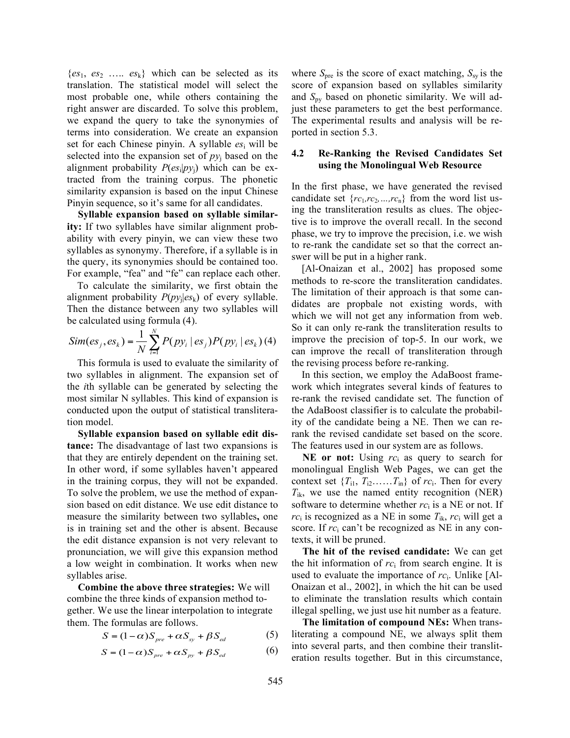$\{es_1, es_2 \ldots\ldots es_k\}$ which can be selected as its translation. The statistical model will select the most probable one, while others containing the right answer are discarded. To solve this problem, we expand the query to take the synonymies of terms into consideration. We create an expansion set for each Chinese pinyin. A syllable $es_i$ will be selected into the expansion set of $py_j$ based on the alignment probability $P(es_i|py_j)$ which can be extracted from the training corpus. The phonetic similarity expansion is based on the input Chinese Pinyin sequence, so it's same for all candidates.

**Syllable expansion based on syllable similarity:** If two syllables have similar alignment probability with every pinyin, we can view these two syllables as synonymy. Therefore, if a syllable is in the query, its synonymies should be contained too. For example, "fea" and "fe" can replace each other.

To calculate the similarity, we first obtain the alignment probability $P(py_j|es_k)$ of every syllable. Then the distance between any two syllables will be calculated using formula (4).

$$Sim(es_j, es_k) = \frac{1}{N}\sum_{i=1}^{N} P(py_i \mid es_j)P(py_i \mid es_k) \quad (4)$$

This formula is used to evaluate the similarity of two syllables in alignment. The expansion set of the *i*th syllable can be generated by selecting the most similar N syllables. This kind of expansion is conducted upon the output of statistical transliteration model.

**Syllable expansion based on syllable edit distance:** The disadvantage of last two expansions is that they are entirely dependent on the training set. In other word, if some syllables haven't appeared in the training corpus, they will not be expanded. To solve the problem, we use the method of expansion based on edit distance. We use edit distance to measure the similarity between two syllables**,** one is in training set and the other is absent. Because the edit distance expansion is not very relevant to pronunciation, we will give this expansion method a low weight in combination. It works when new syllables arise.

**Combine the above three strategies:** We will combine the three kinds of expansion method together. We use the linear interpolation to integrate them. The formulas are follows.

$$S = (1-\alpha)S_{pre} + \alpha S_{sy} + \beta S_{ed} \quad (5)$$

$$S = (1-\alpha)S_{pre} + \alpha S_{py} + \beta S_{ed} \quad (6)$$

where $S_{pre}$ is the score of exact matching, $S_{sy}$ is the score of expansion based on syllables similarity and $S_{py}$ based on phonetic similarity. We will adjust these parameters to get the best performance. The experimental results and analysis will be reported in section 5.3.

### 4.2 Re-Ranking the Revised Candidates Set using the Monolingual Web Resource

In the first phase, we have generated the revised candidate set $\{rc_1, rc_2, \ldots, rc_n\}$ from the word list using the transliteration results as clues. The objective is to improve the overall recall. In the second phase, we try to improve the precision, i.e. we wish to re-rank the candidate set so that the correct answer will be put in a higher rank.

[Al-Onaizan et al., 2002] has proposed some methods to re-score the transliteration candidates. The limitation of their approach is that some candidates are propbale not existing words, with which we will not get any information from web. So it can only re-rank the transliteration results to improve the precision of top-5. In our work, we can improve the recall of transliteration through the revising process before re-ranking.

In this section, we employ the AdaBoost framework which integrates several kinds of features to re-rank the revised candidate set. The function of the AdaBoost classifier is to calculate the probability of the candidate being a NE. Then we can re-rank the revised candidate set based on the score. The features used in our system are as follows.

**NE or not:** Using $rc_i$ as query to search for monolingual English Web Pages, we can get the context set $\{T_{i1}, T_{i2} \ldots\ldots T_{in}\}$ of $rc_i$. Then for every $T_{ik}$, we use the named entity recognition (NER) software to determine whether $rc_i$ is a NE or not. If $rc_i$ is recognized as a NE in some $T_{ik}$, $rc_i$ will get a score. If $rc_i$ can't be recognized as NE in any contexts, it will be pruned.

**The hit of the revised candidate:** We can get the hit information of $rc_i$ from search engine. It is used to evaluate the importance of $rc_i$. Unlike [Al-Onaizan et al., 2002], in which the hit can be used to eliminate the translation results which contain illegal spelling, we just use hit number as a feature.

**The limitation of compound NEs:** When transliterating a compound NE, we always split them into several parts, and then combine their transliteration results together. But in this circumstance,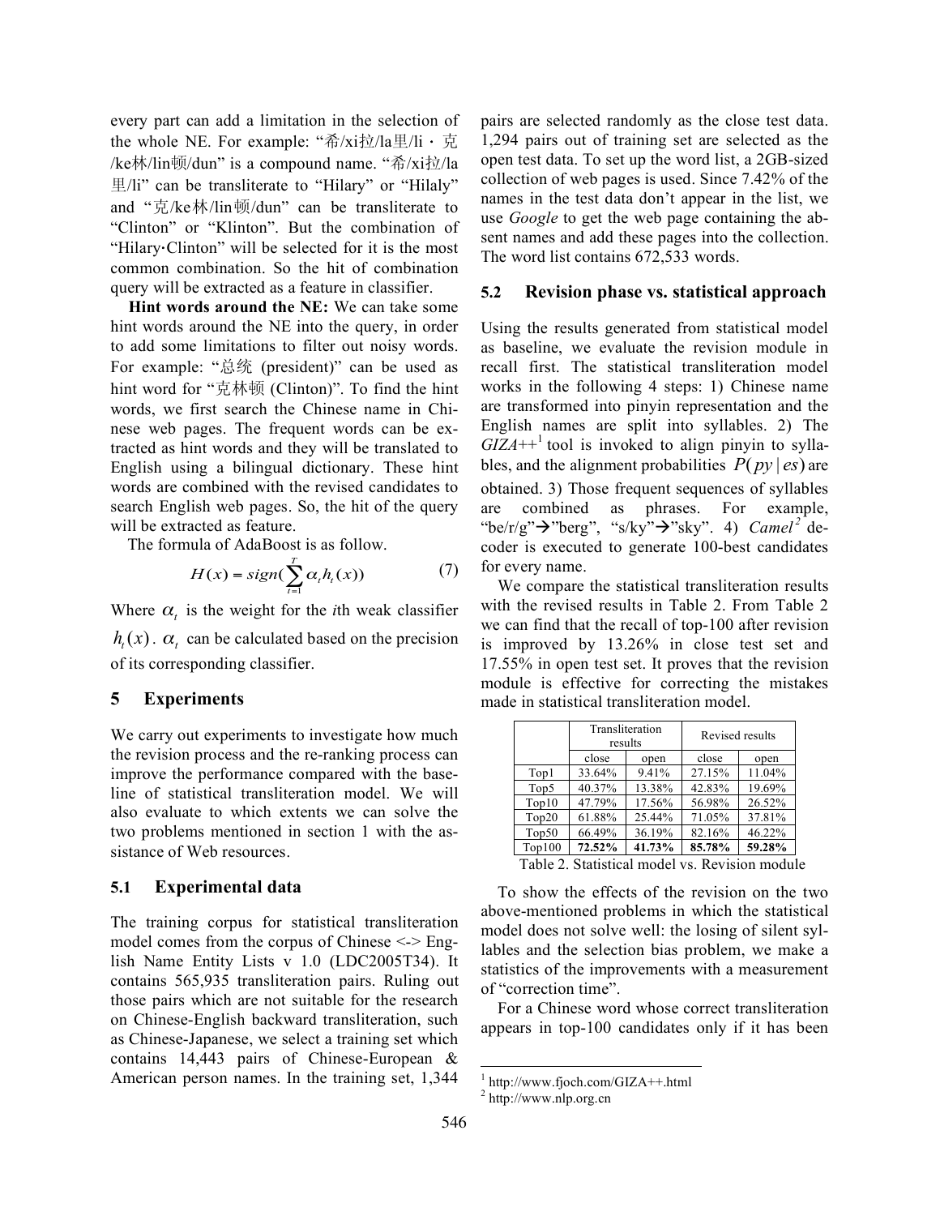every part can add a limitation in the selection of the whole NE. For example: "希/xi拉/la里/li · 克/ke林/lin顿/dun" is a compound name. "希/xi拉/la里/li" can be transliterate to "Hilary" or "Hilaly" and "克/ke林/lin顿/dun" can be transliterate to "Clinton" or "Klinton". But the combination of "Hilary·Clinton" will be selected for it is the most common combination. So the hit of combination query will be extracted as a feature in classifier.

**Hint words around the NE:** We can take some hint words around the NE into the query, in order to add some limitations to filter out noisy words. For example: "总统 (president)" can be used as hint word for "克林顿 (Clinton)". To find the hint words, we first search the Chinese name in Chinese web pages. The frequent words can be extracted as hint words and they will be translated to English using a bilingual dictionary. These hint words are combined with the revised candidates to search English web pages. So, the hit of the query will be extracted as feature.

The formula of AdaBoost is as follow.

$$H(x) = sign(\sum_{t=1}^{T} \alpha_t h_t(x)) \quad (7)$$

Where $\alpha_t$ is the weight for the *i*th weak classifier $h_t(x)$. $\alpha_t$ can be calculated based on the precision of its corresponding classifier.

## 5 Experiments

We carry out experiments to investigate how much the revision process and the re-ranking process can improve the performance compared with the baseline of statistical transliteration model. We will also evaluate to which extents we can solve the two problems mentioned in section 1 with the assistance of Web resources.

### 5.1 Experimental data

The training corpus for statistical transliteration model comes from the corpus of Chinese <-> English Name Entity Lists v 1.0 (LDC2005T34). It contains 565,935 transliteration pairs. Ruling out those pairs which are not suitable for the research on Chinese-English backward transliteration, such as Chinese-Japanese, we select a training set which contains 14,443 pairs of Chinese-European & American person names. In the training set, 1,344 pairs are selected randomly as the close test data. 1,294 pairs out of training set are selected as the open test data. To set up the word list, a 2GB-sized collection of web pages is used. Since 7.42% of the names in the test data don't appear in the list, we use *Google* to get the web page containing the absent names and add these pages into the collection. The word list contains 672,533 words.

### 5.2 Revision phase vs. statistical approach

Using the results generated from statistical model as baseline, we evaluate the revision module in recall first. The statistical transliteration model works in the following 4 steps: 1) Chinese name are transformed into pinyin representation and the English names are split into syllables. 2) The *GIZA++*[1] tool is invoked to align pinyin to syllables, and the alignment probabilities $P(py \mid es)$ are obtained. 3) Those frequent sequences of syllables are combined as phrases. For example, "be/r/g"→"berg", "s/ky"→"sky". 4) *Camel*[2] decoder is executed to generate 100-best candidates for every name.

We compare the statistical transliteration results with the revised results in Table 2. From Table 2 we can find that the recall of top-100 after revision is improved by 13.26% in close test set and 17.55% in open test set. It proves that the revision module is effective for correcting the mistakes made in statistical transliteration model.

| | Transliteration results | | Revised results | |
|---|---|---|---|---|
| | close | open | close | open |
| Top1 | 33.64% | 9.41% | 27.15% | 11.04% |
| Top5 | 40.37% | 13.38% | 42.83% | 19.69% |
| Top10 | 47.79% | 17.56% | 56.98% | 26.52% |
| Top20 | 61.88% | 25.44% | 71.05% | 37.81% |
| Top50 | 66.49% | 36.19% | 82.16% | 46.22% |
| **Top100** | **72.52%** | **41.73%** | **85.78%** | **59.28%** |

Table 2. Statistical model vs. Revision module

To show the effects of the revision on the two above-mentioned problems in which the statistical model does not solve well: the losing of silent syllables and the selection bias problem, we make a statistics of the improvements with a measurement of "correction time".

For a Chinese word whose correct transliteration appears in top-100 candidates only if it has been

[1] http://www.fjoch.com/GIZA++.html

[2] http://www.nlp.org.cn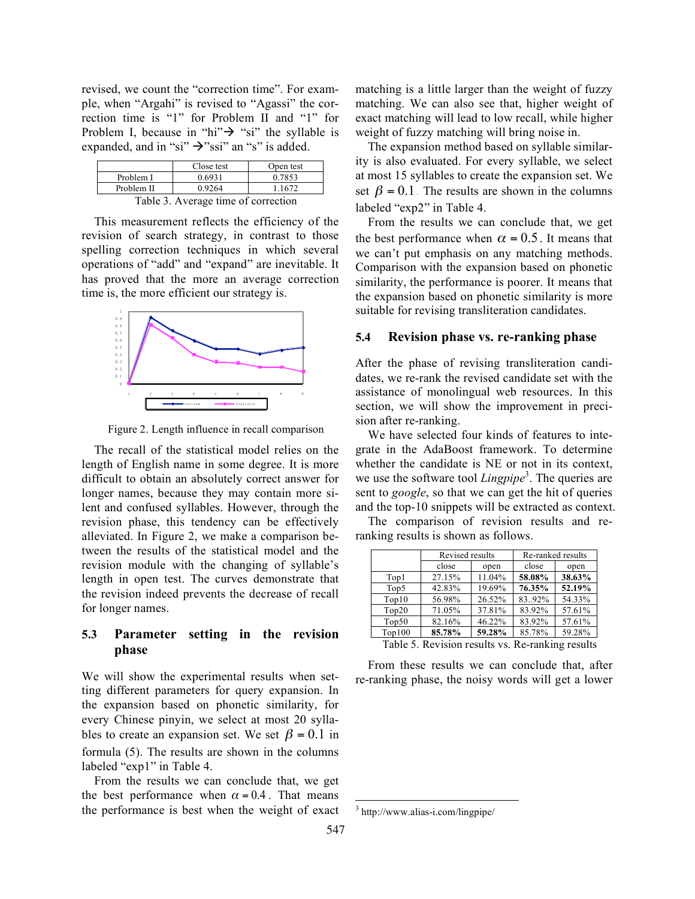revised, we count the "correction time". For example, when "Argahi" is revised to "Agassi" the correction time is "1" for Problem II and "1" for Problem I, because in "hi"→ "si" the syllable is expanded, and in "si" →"ssi" an "s" is added.

| | Close test | Open test |
|---|---|---|
| Problem I | 0.6931 | 0.7853 |
| Problem II | 0.9264 | 1.1672 |

Table 3. Average time of correction

This measurement reflects the efficiency of the revision of search strategy, in contrast to those spelling correction techniques in which several operations of "add" and "expand" are inevitable. It has proved that the more an average correction time is, the more efficient our strategy is.

Figure 2. Length influence in recall comparison

The recall of the statistical model relies on the length of English name in some degree. It is more difficult to obtain an absolutely correct answer for longer names, because they may contain more silent and confused syllables. However, through the revision phase, this tendency can be effectively alleviated. In Figure 2, we make a comparison between the results of the statistical model and the revision module with the changing of syllable's length in open test. The curves demonstrate that the revision indeed prevents the decrease of recall for longer names.

### 5.3 Parameter setting in the revision phase

We will show the experimental results when setting different parameters for query expansion. In the expansion based on phonetic similarity, for every Chinese pinyin, we select at most 20 syllables to create an expansion set. We set $\beta = 0.1$ in formula (5). The results are shown in the columns labeled "exp1" in Table 4.

From the results we can conclude that, we get the best performance when $\alpha = 0.4$. That means the performance is best when the weight of exact matching is a little larger than the weight of fuzzy matching. We can also see that, higher weight of exact matching will lead to low recall, while higher weight of fuzzy matching will bring noise in.

The expansion method based on syllable similarity is also evaluated. For every syllable, we select at most 15 syllables to create the expansion set. We set $\beta = 0.1$. The results are shown in the columns labeled "exp2" in Table 4.

From the results we can conclude that, we get the best performance when $\alpha = 0.5$. It means that we can't put emphasis on any matching methods. Comparison with the expansion based on phonetic similarity, the performance is poorer. It means that the expansion based on phonetic similarity is more suitable for revising transliteration candidates.

### 5.4 Revision phase vs. re-ranking phase

After the phase of revising transliteration candidates, we re-rank the revised candidate set with the assistance of monolingual web resources. In this section, we will show the improvement in precision after re-ranking.

We have selected four kinds of features to integrate in the AdaBoost framework. To determine whether the candidate is NE or not in its context, we use the software tool *Lingpipe*[3]. The queries are sent to *google*, so that we can get the hit of queries and the top-10 snippets will be extracted as context.

The comparison of revision results and re-ranking results is shown as follows.

| | Revised results | | Re-ranked results | |
|---|---|---|---|---|
| | close | open | close | open |
| Top1 | 27.15% | 11.04% | **58.08%** | **38.63%** |
| Top5 | 42.83% | 19.69% | **76.35%** | **52.19%** |
| Top10 | 56.98% | 26.52% | 83..92% | 54.33% |
| Top20 | 71.05% | 37.81% | 83.92% | 57.61% |
| Top50 | 82.16% | 46.22% | 83.92% | 57.61% |
| Top100 | **85.78%** | **59.28%** | 85.78% | 59.28% |

Table 5. Revision results vs. Re-ranking results

From these results we can conclude that, after re-ranking phase, the noisy words will get a lower

[3] http://www.alias-i.com/lingpipe/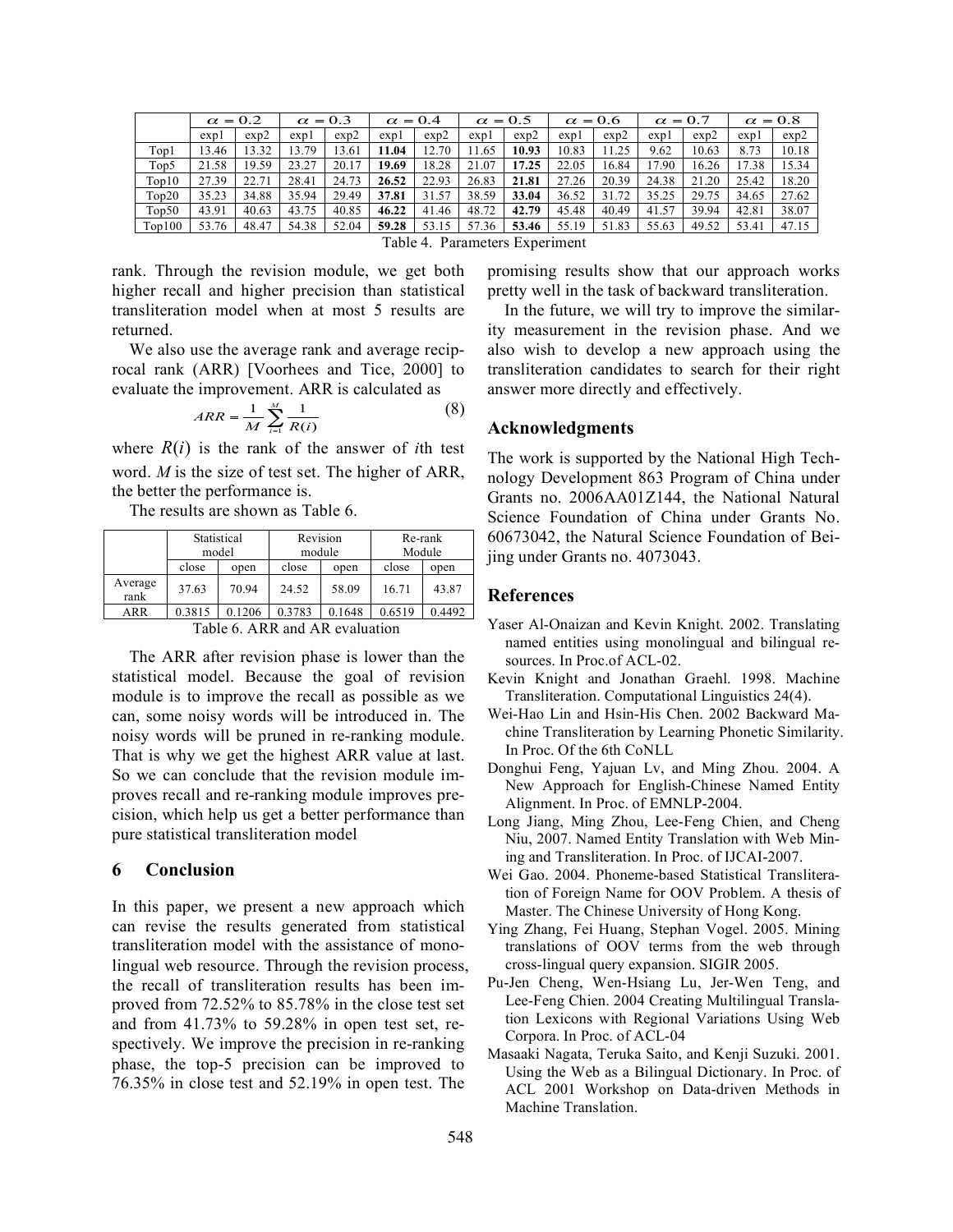| | $\alpha = 0.2$ | | $\alpha = 0.3$ | | $\alpha = 0.4$ | | $\alpha = 0.5$ | | $\alpha = 0.6$ | | $\alpha = 0.7$ | | $\alpha = 0.8$ | |
|---|---|---|---|---|---|---|---|---|---|---|---|---|---|---|
| | exp1 | exp2 | exp1 | exp2 | exp1 | exp2 | exp1 | exp2 | exp1 | exp2 | exp1 | exp2 | exp1 | exp2 |
| Top1 | 13.46 | 13.32 | 13.79 | 13.61 | **11.04** | 12.70 | 11.65 | **10.93** | 10.83 | 11.25 | 9.62 | 10.63 | 8.73 | 10.18 |
| Top5 | 21.58 | 19.59 | 23.27 | 20.17 | **19.69** | 18.28 | 21.07 | **17.25** | 22.05 | 16.84 | 17.90 | 16.26 | 17.38 | 15.34 |
| Top10 | 27.39 | 22.71 | 28.41 | 24.73 | **26.52** | 22.93 | 26.83 | **21.81** | 27.26 | 20.39 | 24.38 | 21.20 | 25.42 | 18.20 |
| Top20 | 35.23 | 34.88 | 35.94 | 29.49 | **37.81** | 31.57 | 38.59 | **33.04** | 36.52 | 31.72 | 35.25 | 29.75 | 34.65 | 27.62 |
| Top50 | 43.91 | 40.63 | 43.75 | 40.85 | **46.22** | 41.46 | 48.72 | **42.79** | 45.48 | 40.49 | 41.57 | 39.94 | 42.81 | 38.07 |
| Top100 | 53.76 | 48.47 | 54.38 | 52.04 | **59.28** | 53.15 | 57.36 | **53.46** | 55.19 | 51.83 | 55.63 | 49.52 | 53.41 | 47.15 |

Table 4. Parameters Experiment

rank. Through the revision module, we get both higher recall and higher precision than statistical transliteration model when at most 5 results are returned.

We also use the average rank and average reciprocal rank (ARR) [Voorhees and Tice, 2000] to evaluate the improvement. ARR is calculated as

$$ARR = \frac{1}{M}\sum_{i=1}^{M}\frac{1}{R(i)} \tag{8}$$

where $R(i)$ is the rank of the answer of $i$th test word. $M$ is the size of test set. The higher of ARR, the better the performance is.

The results are shown as Table 6.

| | Statistical model | | Revision module | | Re-rank Module | |
|---|---|---|---|---|---|---|
| | close | open | close | open | close | open |
| Average rank | 37.63 | 70.94 | 24.52 | 58.09 | 16.71 | 43.87 |
| ARR | 0.3815 | 0.1206 | 0.3783 | 0.1648 | 0.6519 | 0.4492 |

Table 6. ARR and AR evaluation

The ARR after revision phase is lower than the statistical model. Because the goal of revision module is to improve the recall as possible as we can, some noisy words will be introduced in. The noisy words will be pruned in re-ranking module. That is why we get the highest ARR value at last. So we can conclude that the revision module improves recall and re-ranking module improves precision, which help us get a better performance than pure statistical transliteration model

## 6 Conclusion

In this paper, we present a new approach which can revise the results generated from statistical transliteration model with the assistance of monolingual web resource. Through the revision process, the recall of transliteration results has been improved from 72.52% to 85.78% in the close test set and from 41.73% to 59.28% in open test set, respectively. We improve the precision in re-ranking phase, the top-5 precision can be improved to 76.35% in close test and 52.19% in open test. The promising results show that our approach works pretty well in the task of backward transliteration.

In the future, we will try to improve the similarity measurement in the revision phase. And we also wish to develop a new approach using the transliteration candidates to search for their right answer more directly and effectively.

## Acknowledgments

The work is supported by the National High Technology Development 863 Program of China under Grants no. 2006AA01Z144, the National Natural Science Foundation of China under Grants No. 60673042, the Natural Science Foundation of Beijing under Grants no. 4073043.

## References

Yaser Al-Onaizan and Kevin Knight. 2002. Translating named entities using monolingual and bilingual resources. In Proc.of ACL-02.

Kevin Knight and Jonathan Graehl. 1998. Machine Transliteration. Computational Linguistics 24(4).

Wei-Hao Lin and Hsin-His Chen. 2002 Backward Machine Transliteration by Learning Phonetic Similarity. In Proc. Of the 6th CoNLL

Donghui Feng, Yajuan Lv, and Ming Zhou. 2004. A New Approach for English-Chinese Named Entity Alignment. In Proc. of EMNLP-2004.

Long Jiang, Ming Zhou, Lee-Feng Chien, and Cheng Niu, 2007. Named Entity Translation with Web Mining and Transliteration. In Proc. of IJCAI-2007.

Wei Gao. 2004. Phoneme-based Statistical Transliteration of Foreign Name for OOV Problem. A thesis of Master. The Chinese University of Hong Kong.

Ying Zhang, Fei Huang, Stephan Vogel. 2005. Mining translations of OOV terms from the web through cross-lingual query expansion. SIGIR 2005.

Pu-Jen Cheng, Wen-Hsiang Lu, Jer-Wen Teng, and Lee-Feng Chien. 2004 Creating Multilingual Translation Lexicons with Regional Variations Using Web Corpora. In Proc. of ACL-04

Masaaki Nagata, Teruka Saito, and Kenji Suzuki. 2001. Using the Web as a Bilingual Dictionary. In Proc. of ACL 2001 Workshop on Data-driven Methods in Machine Translation.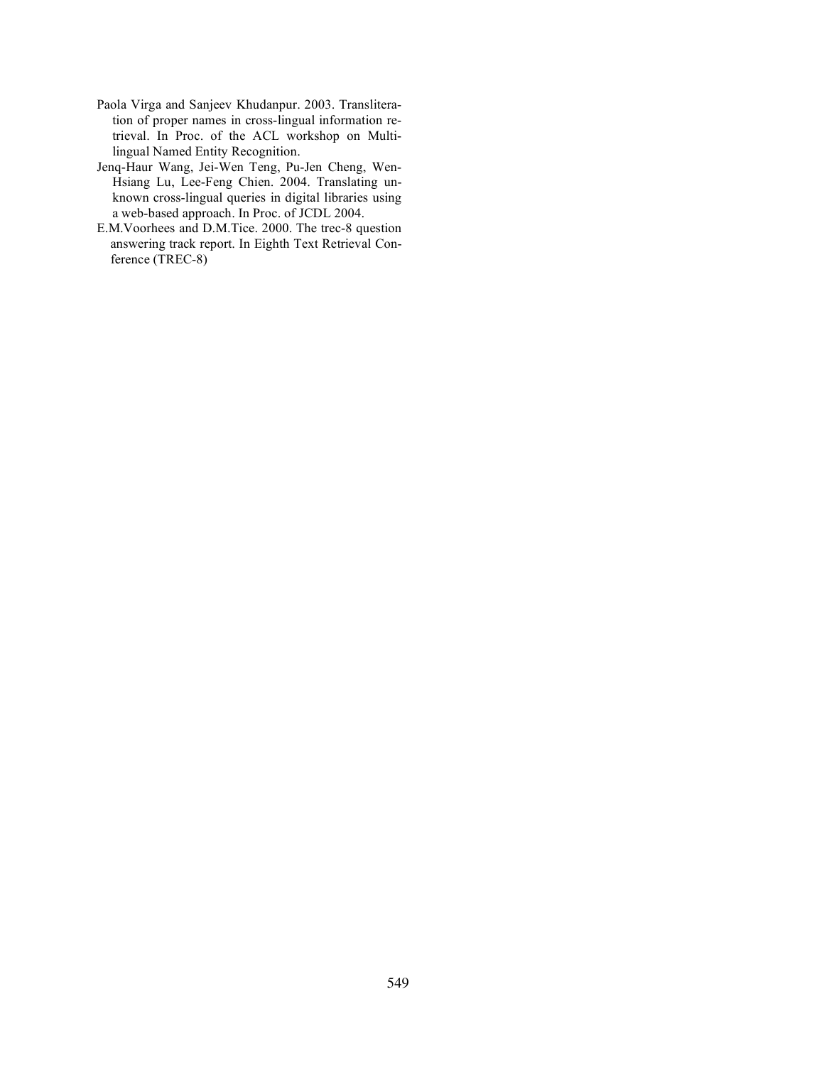Paola Virga and Sanjeev Khudanpur. 2003. Transliteration of proper names in cross-lingual information retrieval. In Proc. of the ACL workshop on Multilingual Named Entity Recognition.

Jenq-Haur Wang, Jei-Wen Teng, Pu-Jen Cheng, Wen-Hsiang Lu, Lee-Feng Chien. 2004. Translating unknown cross-lingual queries in digital libraries using a web-based approach. In Proc. of JCDL 2004.

E.M.Voorhees and D.M.Tice. 2000. The trec-8 question answering track report. In Eighth Text Retrieval Conference (TREC-8)